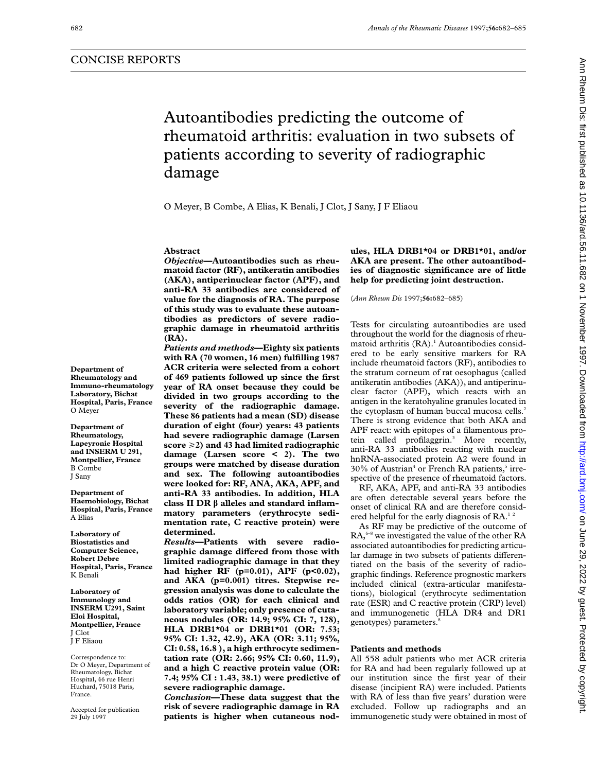CONCISE REPORTS

# Autoantibodies predicting the outcome of rheumatoid arthritis: evaluation in two subsets of patients according to severity of radiographic damage

O Meyer, B Combe, A Elias, K Benali, J Clot, J Sany, J F Eliaou

**Department of Rheumatology and Immuno-rheumatology Laboratory, Bichat Hospital, Paris, France**
O Meyer

**Department of Rheumatology, Lapeyronie Hospital and INSERM U 291, Montpellier, France**
B Combe
J Sany

**Department of Haemobiology, Bichat Hospital, Paris, France**
A Elias

**Laboratory of Biostatistics and Computer Science, Robert Debre Hospital, Paris, France**
K Benali

**Laboratory of Immunology and INSERM U291, Saint Eloi Hospital, Montpellier, France**
J Clot
J F Eliaou

Correspondence to: Dr O Meyer, Department of Rheumatology, Bichat Hospital, 46 rue Henri Huchard, 75018 Paris, France.

Accepted for publication 29 July 1997

## Abstract

***Objective*—Autoantibodies such as rheumatoid factor (RF), antikeratin antibodies (AKA), antiperinuclear factor (APF), and anti-RA 33 antibodies are considered of value for the diagnosis of RA. The purpose of this study was to evaluate these autoantibodies as predictors of severe radiographic damage in rheumatoid arthritis (RA).**

***Patients and methods*—Eighty six patients with RA (70 women, 16 men) fulfilling 1987 ACR criteria were selected from a cohort of 469 patients followed up since the first year of RA onset because they could be divided in two groups according to the severity of the radiographic damage. These 86 patients had a mean (SD) disease duration of eight (four) years: 43 patients had severe radiographic damage (Larsen score ⩾2) and 43 had limited radiographic damage (Larsen score < 2). The two groups were matched by disease duration and sex. The following autoantibodies were looked for: RF, ANA, AKA, APF, and anti-RA 33 antibodies. In addition, HLA class II DR β alleles and standard inflammatory parameters (erythrocyte sedimentation rate, C reactive protein) were determined.**

***Results*—Patients with severe radiographic damage differed from those with limited radiographic damage in that they had higher RF (p=0.01), APF (p<0.02), and AKA (p=0.001) titres. Stepwise regression analysis was done to calculate the odds ratios (OR) for each clinical and laboratory variable; only presence of cutaneous nodules (OR: 14.9; 95% CI: 7, 128), HLA DRB1\*04 or DRB1\*01 (OR: 7.53; 95% CI: 1.32, 42.9), AKA (OR: 3.11; 95%, CI: 0.58, 16.8 ), a high erthrocyte sedimentation rate (OR: 2.66; 95% CI: 0.60, 11.9), and a high C reactive protein value (OR: 7.4; 95% CI : 1.43, 38.1) were predictive of severe radiographic damage.**

***Conclusion*—These data suggest that the risk of severe radiographic damage in RA patients is higher when cutaneous nodules, HLA DRB1\*04 or DRB1\*01, and/or AKA are present. The other autoantibodies of diagnostic significance are of little help for predicting joint destruction.**

(*Ann Rheum Dis* 1997;**56:**682–685)

Tests for circulating autoantibodies are used throughout the world for the diagnosis of rheumatoid arthritis (RA).[1] Autoantibodies considered to be early sensitive markers for RA include rheumatoid factors (RF), antibodies to the stratum corneum of rat oesophagus (called antikeratin antibodies (AKA)), and antiperinuclear factor (APF), which reacts with an antigen in the keratohyaline granules located in the cytoplasm of human buccal mucosa cells.[2] There is strong evidence that both AKA and APF react: with epitopes of a filamentous protein called profilaggrin.[3] More recently, anti-RA 33 antibodies reacting with nuclear hnRNA-associated protein A2 were found in 30% of Austrian[4] or French RA patients,[5] irrespective of the presence of rheumatoid factors.

RF, AKA, APF, and anti-RA 33 antibodies are often detectable several years before the onset of clinical RA and are therefore considered helpful for the early diagnosis of RA.[1 2]

As RF may be predictive of the outcome of RA,[6–8] we investigated the value of the other RA associated autoantibodies for predicting articular damage in two subsets of patients differentiated on the basis of the severity of radiographic findings. Reference prognostic markers included clinical (extra-articular manifestations), biological (erythrocyte sedimentation rate (ESR) and C reactive protein (CRP) level) and immunogenetic (HLA DR4 and DR1 genotypes) parameters.[8]

## Patients and methods

All 558 adult patients who met ACR criteria for RA and had been regularly followed up at our institution since the first year of their disease (incipient RA) were included. Patients with RA of less than five years' duration were excluded. Follow up radiographs and an immunogenetic study were obtained in most of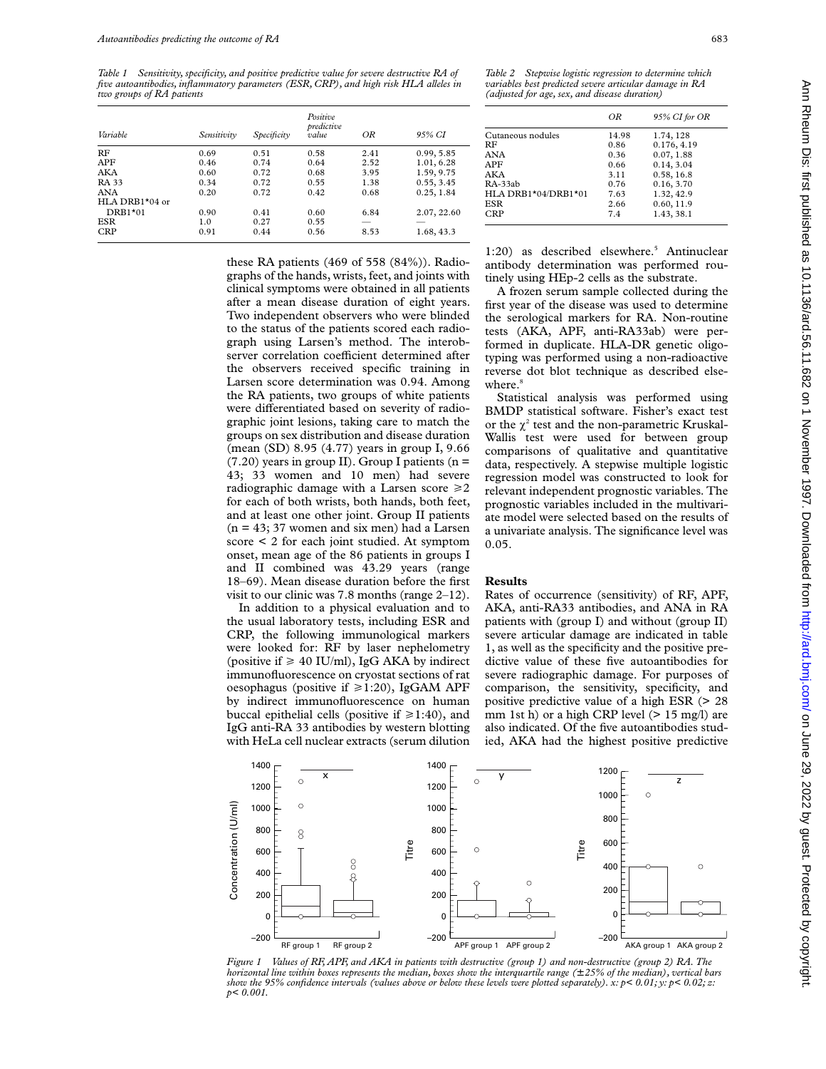*Table 1 Sensitivity, specificity, and positive predictive value for severe destructive RA of five autoantibodies, inflammatory parameters (ESR, CRP), and high risk HLA alleles in two groups of RA patients*

| Variable | Sensitivity | Specificity | Positive predictive value | OR | 95% CI |
|---|---|---|---|---|---|
| RF | 0.69 | 0.51 | 0.58 | 2.41 | 0.99, 5.85 |
| APF | 0.46 | 0.74 | 0.64 | 2.52 | 1.01, 6.28 |
| AKA | 0.60 | 0.72 | 0.68 | 3.95 | 1.59, 9.75 |
| RA 33 | 0.34 | 0.72 | 0.55 | 1.38 | 0.55, 3.45 |
| ANA | 0.20 | 0.72 | 0.42 | 0.68 | 0.25, 1.84 |
| HLA DRB1*04 or DRB1*01 | 0.90 | 0.41 | 0.60 | 6.84 | 2.07, 22.60 |
| ESR | 1.0 | 0.27 | 0.55 | — | — |
| CRP | 0.91 | 0.44 | 0.56 | 8.53 | 1.68, 43.3 |

*Table 2 Stepwise logistic regression to determine which variables best predicted severe articular damage in RA (adjusted for age, sex, and disease duration)*

| | OR | 95% CI for OR |
|---|---|---|
| Cutaneous nodules | 14.98 | 1.74, 128 |
| RF | 0.86 | 0.176, 4.19 |
| ANA | 0.36 | 0.07, 1.88 |
| APF | 0.66 | 0.14, 3.04 |
| AKA | 3.11 | 0.58, 16.8 |
| RA-33ab | 0.76 | 0.16, 3.70 |
| HLA DRB1*04/DRB1*01 | 7.63 | 1.32, 42.9 |
| ESR | 2.66 | 0.60, 11.9 |
| CRP | 7.4 | 1.43, 38.1 |

these RA patients (469 of 558 (84%)). Radiographs of the hands, wrists, feet, and joints with clinical symptoms were obtained in all patients after a mean disease duration of eight years. Two independent observers who were blinded to the status of the patients scored each radiograph using Larsen's method. The interobserver correlation coefficient determined after the observers received specific training in Larsen score determination was 0.94. Among the RA patients, two groups of white patients were differentiated based on severity of radiographic joint lesions, taking care to match the groups on sex distribution and disease duration (mean (SD) 8.95 (4.77) years in group I, 9.66 (7.20) years in group II). Group I patients (n = 43; 33 women and 10 men) had severe radiographic damage with a Larsen score $\geqslant 2$ for each of both wrists, both hands, both feet, and at least one other joint. Group II patients (n = 43; 37 women and six men) had a Larsen score < 2 for each joint studied. At symptom onset, mean age of the 86 patients in groups I and II combined was 43.29 years (range 18–69). Mean disease duration before the first visit to our clinic was 7.8 months (range 2–12).

In addition to a physical evaluation and to the usual laboratory tests, including ESR and CRP, the following immunological markers were looked for: RF by laser nephelometry (positive if $\geqslant$ 40 IU/ml), IgG AKA by indirect immunofluorescence on cryostat sections of rat oesophagus (positive if $\geqslant$1:20), IgGAM APF by indirect immunofluorescence on human buccal epithelial cells (positive if $\geqslant$1:40), and IgG anti-RA 33 antibodies by western blotting with HeLa cell nuclear extracts (serum dilution 1:20) as described elsewhere.[5] Antinuclear antibody determination was performed routinely using HEp-2 cells as the substrate.

A frozen serum sample collected during the first year of the disease was used to determine the serological markers for RA. Non-routine tests (AKA, APF, anti-RA33ab) were performed in duplicate. HLA-DR genetic oligotyping was performed using a non-radioactive reverse dot blot technique as described elsewhere.[8]

Statistical analysis was performed using BMDP statistical software. Fisher's exact test or the $\chi^2$ test and the non-parametric Kruskal-Wallis test were used for between group comparisons of qualitative and quantitative data, respectively. A stepwise multiple logistic regression model was constructed to look for relevant independent prognostic variables. The prognostic variables included in the multivariate model were selected based on the results of a univariate analysis. The significance level was 0.05.

## Results

Rates of occurrence (sensitivity) of RF, APF, AKA, anti-RA33 antibodies, and ANA in RA patients with (group I) and without (group II) severe articular damage are indicated in table 1, as well as the specificity and the positive predictive value of these five autoantibodies for severe radiographic damage. For purposes of comparison, the sensitivity, specificity, and positive predictive value of a high ESR (> 28 mm 1st h) or a high CRP level (> 15 mg/l) are also indicated. Of the five autoantibodies studied, AKA had the highest positive predictive

*Figure 1 Values of RF, APF, and AKA in patients with destructive (group 1) and non-destructive (group 2) RA. The horizontal line within boxes represents the median, boxes show the interquartile range (±25% of the median), vertical bars show the 95% confidence intervals (values above or below these levels were plotted separately). x: $p< 0.01$; y: $p< 0.02$; z: $p< 0.001$.*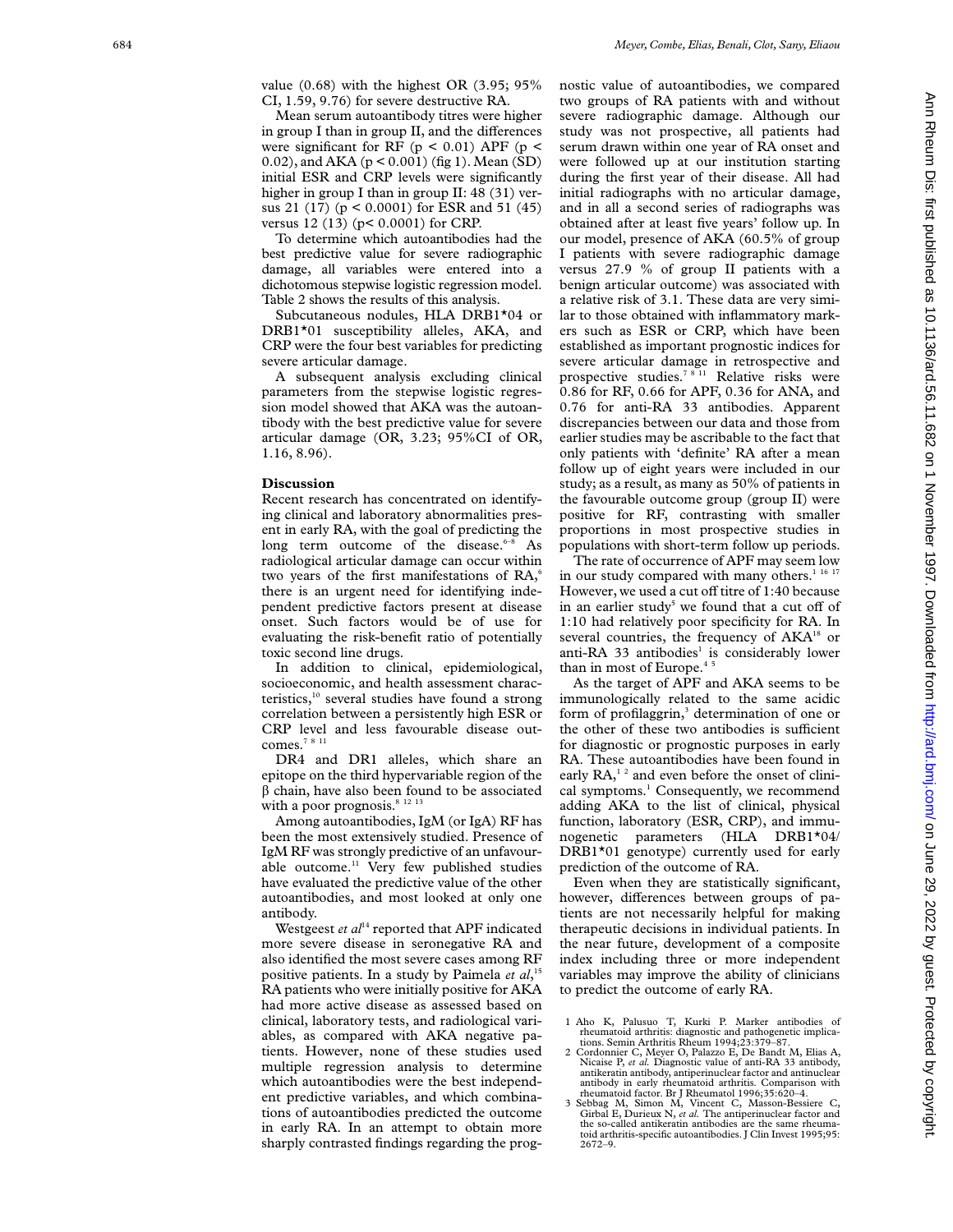value (0.68) with the highest OR (3.95; 95% CI, 1.59, 9.76) for severe destructive RA.

Mean serum autoantibody titres were higher in group I than in group II, and the differences were significant for RF ($p < 0.01$) APF ($p < 0.02$), and AKA ($p < 0.001$) (fig 1). Mean (SD) initial ESR and CRP levels were significantly higher in group I than in group II: 48 (31) versus 21 (17) ($p < 0.0001$) for ESR and 51 (45) versus 12 (13) ($p < 0.0001$) for CRP.

To determine which autoantibodies had the best predictive value for severe radiographic damage, all variables were entered into a dichotomous stepwise logistic regression model. Table 2 shows the results of this analysis.

Subcutaneous nodules, HLA DRB1*04 or DRB1*01 susceptibility alleles, AKA, and CRP were the four best variables for predicting severe articular damage.

A subsequent analysis excluding clinical parameters from the stepwise logistic regression model showed that AKA was the autoantibody with the best predictive value for severe articular damage (OR, 3.23; 95%CI of OR, 1.16, 8.96).

## Discussion

Recent research has concentrated on identifying clinical and laboratory abnormalities present in early RA, with the goal of predicting the long term outcome of the disease.[6–8] As radiological articular damage can occur within two years of the first manifestations of RA,[6] there is an urgent need for identifying independent predictive factors present at disease onset. Such factors would be of use for evaluating the risk-benefit ratio of potentially toxic second line drugs.

In addition to clinical, epidemiological, socioeconomic, and health assessment characteristics,[10] several studies have found a strong correlation between a persistently high ESR or CRP level and less favourable disease outcomes.[7 8 11]

DR4 and DR1 alleles, which share an epitope on the third hypervariable region of the β chain, have also been found to be associated with a poor prognosis.[8 12 13]

Among autoantibodies, IgM (or IgA) RF has been the most extensively studied. Presence of IgM RF was strongly predictive of an unfavourable outcome.[11] Very few published studies have evaluated the predictive value of the other autoantibodies, and most looked at only one antibody.

Westgeest *et al*[14] reported that APF indicated more severe disease in seronegative RA and also identified the most severe cases among RF positive patients. In a study by Paimela *et al*,[15] RA patients who were initially positive for AKA had more active disease as assessed based on clinical, laboratory tests, and radiological variables, as compared with AKA negative patients. However, none of these studies used multiple regression analysis to determine which autoantibodies were the best independent predictive variables, and which combinations of autoantibodies predicted the outcome in early RA. In an attempt to obtain more sharply contrasted findings regarding the prognostic value of autoantibodies, we compared two groups of RA patients with and without severe radiographic damage. Although our study was not prospective, all patients had serum drawn within one year of RA onset and were followed up at our institution starting during the first year of their disease. All had initial radiographs with no articular damage, and in all a second series of radiographs was obtained after at least five years' follow up. In our model, presence of AKA (60.5% of group I patients with severe radiographic damage versus 27.9 % of group II patients with a benign articular outcome) was associated with a relative risk of 3.1. These data are very similar to those obtained with inflammatory markers such as ESR or CRP, which have been established as important prognostic indices for severe articular damage in retrospective and prospective studies.[7 8 11] Relative risks were 0.86 for RF, 0.66 for APF, 0.36 for ANA, and 0.76 for anti-RA 33 antibodies. Apparent discrepancies between our data and those from earlier studies may be ascribable to the fact that only patients with 'definite' RA after a mean follow up of eight years were included in our study; as a result, as many as 50% of patients in the favourable outcome group (group II) were positive for RF, contrasting with smaller proportions in most prospective studies in populations with short-term follow up periods.

The rate of occurrence of APF may seem low in our study compared with many others.[1 16 17] However, we used a cut off titre of 1:40 because in an earlier study[5] we found that a cut off of 1:10 had relatively poor specificity for RA. In several countries, the frequency of AKA[18] or anti-RA 33 antibodies[1] is considerably lower than in most of Europe.[4 5]

As the target of APF and AKA seems to be immunologically related to the same acidic form of profilaggrin,[3] determination of one or the other of these two antibodies is sufficient for diagnostic or prognostic purposes in early RA. These autoantibodies have been found in early RA,[1 2] and even before the onset of clinical symptoms.[1] Consequently, we recommend adding AKA to the list of clinical, physical function, laboratory (ESR, CRP), and immunogenetic parameters (HLA DRB1*04/DRB1*01 genotype) currently used for early prediction of the outcome of RA.

Even when they are statistically significant, however, differences between groups of patients are not necessarily helpful for making therapeutic decisions in individual patients. In the near future, development of a composite index including three or more independent variables may improve the ability of clinicians to predict the outcome of early RA.

1 Aho K, Palusuo T, Kurki P. Marker antibodies of rheumatoid arthritis: diagnostic and pathogenetic implications. Semin Arthritis Rheum 1994;23:379–87.

2 Cordonnier C, Meyer O, Palazzo E, De Bandt M, Elias A, Nicaise P, *et al.* Diagnostic value of anti-RA 33 antibody, antikeratin antibody, antiperinuclear factor and antinuclear antibody in early rheumatoid arthritis. Comparison with rheumatoid factor. Br J Rheumatol 1996;35:620–4.

3 Sebbag M, Simon M, Vincent C, Masson-Bessiere C, Girbal E, Durieux N, *et al.* The antiperinuclear factor and the so-called antikeratin antibodies are the same rheumatoid arthritis-specific autoantibodies. J Clin Invest 1995;95:2672–9.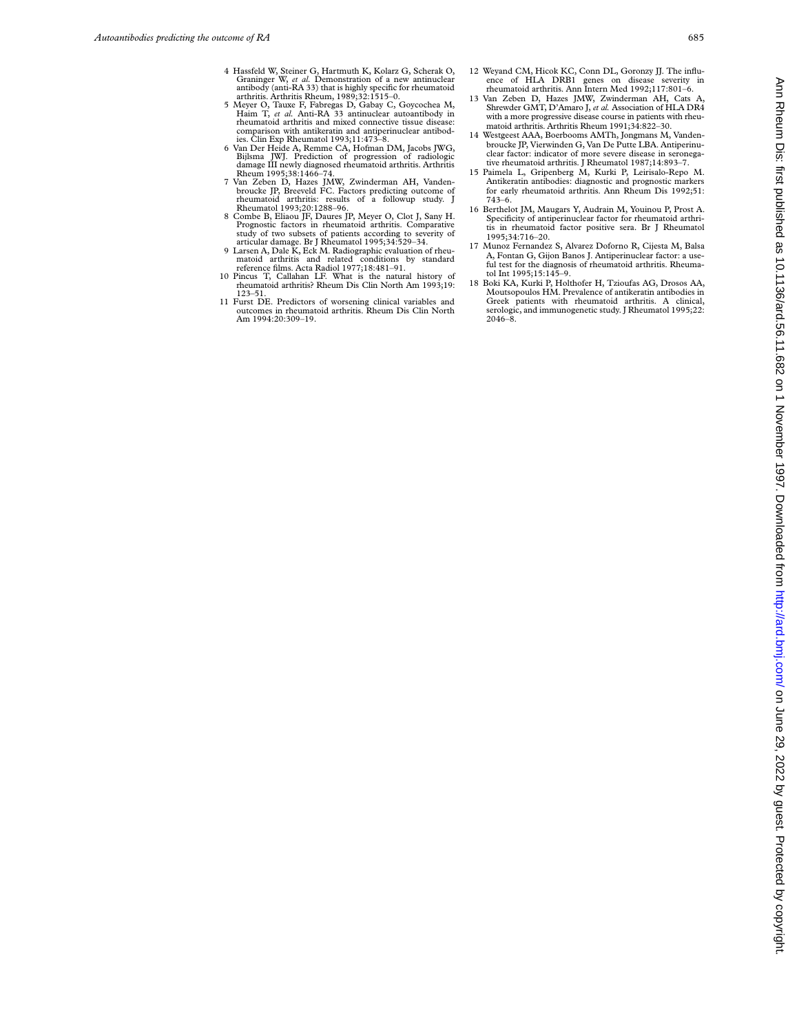4 Hassfeld W, Steiner G, Hartmuth K, Kolarz G, Scherak O, Graninger W, *et al.* Demonstration of a new antinuclear antibody (anti-RA 33) that is highly specific for rheumatoid arthritis. Arthritis Rheum, 1989;32:1515–0.

5 Meyer O, Tauxe F, Fabregas D, Gabay C, Goycochea M, Haim T, *et al.* Anti-RA 33 antinuclear autoantibody in rheumatoid arthritis and mixed connective tissue disease: comparison with antikeratin and antiperinuclear antibodies. Clin Exp Rheumatol 1993;11:473–8.

6 Van Der Heide A, Remme CA, Hofman DM, Jacobs JWG, Bijlsma JWJ. Prediction of progression of radiologic damage III newly diagnosed rheumatoid arthritis. Arthritis Rheum 1995;38:1466–74.

7 Van Zeben D, Hazes JMW, Zwinderman AH, Vandenbroucke JP, Breeveld FC. Factors predicting outcome of rheumatoid arthritis: results of a followup study. J Rheumatol 1993;20:1288–96.

8 Combe B, Eliaou JF, Daures JP, Meyer O, Clot J, Sany H. Prognostic factors in rheumatoid arthritis. Comparative study of two subsets of patients according to severity of articular damage. Br J Rheumatol 1995;34:529–34.

9 Larsen A, Dale K, Eck M. Radiographic evaluation of rheumatoid arthritis and related conditions by standard reference films. Acta Radiol 1977;18:481–91.

10 Pincus T, Callahan LF. What is the natural history of rheumatoid arthritis? Rheum Dis Clin North Am 1993;19: 123–51.

11 Furst DE. Predictors of worsening clinical variables and outcomes in rheumatoid arthritis. Rheum Dis Clin North Am 1994:20:309–19.

12 Weyand CM, Hicok KC, Conn DL, Goronzy JJ. The influence of HLA DRB1 genes on disease severity in rheumatoid arthritis. Ann Intern Med 1992;117:801–6.

13 Van Zeben D, Hazes JMW, Zwinderman AH, Cats A, Shrewder GMT, D'Amaro J, *et al.* Association of HLA DR4 with a more progressive disease course in patients with rheumatoid arthritis. Arthritis Rheum 1991;34:822–30.

14 Westgeest AAA, Boerbooms AMTh, Jongmans M, Vandenbroucke JP, Vierwinden G, Van De Putte LBA. Antiperinuclear factor: indicator of more severe disease in seronegative rheumatoid arthritis. J Rheumatol 1987;14:893–7.

15 Paimela L, Gripenberg M, Kurki P, Leirisalo-Repo M. Antikeratin antibodies: diagnostic and prognostic markers for early rheumatoid arthritis. Ann Rheum Dis 1992;51: 743–6.

16 Berthelot JM, Maugars Y, Audrain M, Youinou P, Prost A. Specificity of antiperinuclear factor for rheumatoid arthritis in rheumatoid factor positive sera. Br J Rheumatol 1995;34:716–20.

17 Munoz Fernandez S, Alvarez Doforno R, Cijesta M, Balsa A, Fontan G, Gijon Banos J. Antiperinuclear factor: a useful test for the diagnosis of rheumatoid arthritis. Rheumatol Int 1995;15:145–9.

18 Boki KA, Kurki P, Holthofer H, Tzioufas AG, Drosos AA, Moutsopoulos HM. Prevalence of antikeratin antibodies in Greek patients with rheumatoid arthritis. A clinical, serologic, and immunogenetic study. J Rheumatol 1995;22: 2046–8.